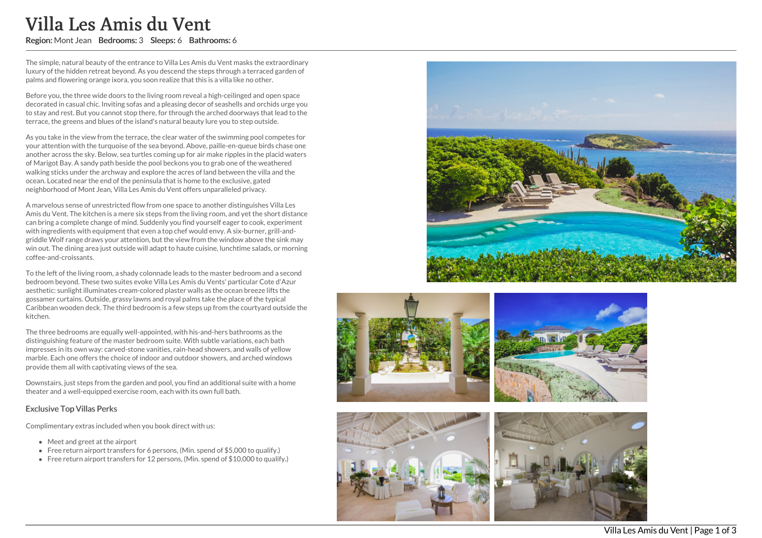# Villa Les Amis du Vent

**Region:** Mont Jean **Bedrooms:** 3 **Sleeps:** 6 **Bathrooms:** 6

The simple, natural beauty of the entrance to Villa Les Amis du Vent masks the extraordinary luxury of the hidden retreat beyond. As you descend the steps through a terraced garden of palms and flowering orange ixora, you soon realize that this is a villa like no other.

Before you, the three wide doors to the living room reveal a high-ceilinged and open space decorated in casual chic. Inviting sofas and a pleasing decor of seashells and orchids urge you to stay and rest. But you cannot stop there, for through the arched doorways that lead to the terrace, the greens and blues of the island's natural beauty lure you to step outside.

As you take in the view from the terrace, the clear water of the swimming pool competes for your attention with the turquoise of the sea beyond. Above, paille-en-queue birds chase one another across the sky. Below, sea turtles coming up for air make ripples in the placid waters of Marigot Bay. A sandy path beside the pool beckons you to grab one of the weathered walking sticks under the archway and explore the acres of land between the villa and the ocean. Located near the end of the peninsula that is home to the exclusive, gated neighborhood of Mont Jean, Villa Les Amis du Vent offers unparalleled privacy.

A marvelous sense of unrestricted flow from one space to another distinguishes Villa Les Amis du Vent. The kitchen is a mere six steps from the living room, and yet the short distance can bring a complete change of mind. Suddenly you find yourself eager to cook, experiment with ingredients with equipment that even a top chef would envy. A six-burner, grill-and-griddle Wolf range draws your attention, but the view from the window above the sink may win out. The dining area just outside will adapt to haute cuisine, lunchtime salads, or morning coffee-and-croissants.

To the left of the living room, a shady colonnade leads to the master bedroom and a second bedroom beyond. These two suites evoke Villa Les Amis du Vents' particular Cote d'Azur aesthetic: sunlight illuminates cream-colored plaster walls as the ocean breeze lifts the gossamer curtains. Outside, grassy lawns and royal palms take the place of the typical Caribbean wooden deck. The third bedroom is a few steps up from the courtyard outside the kitchen.

The three bedrooms are equally well-appointed, with his-and-hers bathrooms as the distinguishing feature of the master bedroom suite. With subtle variations, each bath impresses in its own way: carved-stone vanities, rain-head showers, and walls of yellow marble. Each one offers the choice of indoor and outdoor showers, and arched windows provide them all with captivating views of the sea.

Downstairs, just steps from the garden and pool, you find an additional suite with a home theater and a well-equipped exercise room, each with its own full bath.

### Exclusive Top Villas Perks

Complimentary extras included when you book direct with us:

- Meet and greet at the airport
- Free return airport transfers for 6 persons, (Min. spend of $5,000 to qualify.)
- Free return airport transfers for 12 persons, (Min. spend of $10,000 to qualify.)